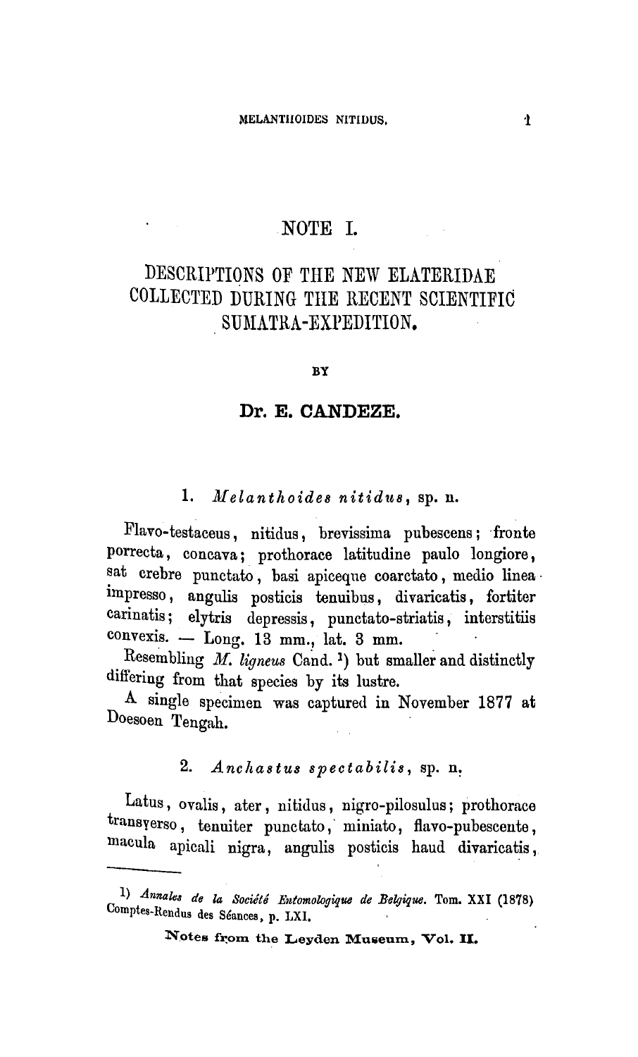# NOTE I.

## DESCRIPTIONS OF THE NEW ELATERIDAE COLLECTED DURING THE RECENT SCIENTIFIC SUMATRA-EXPEDITION.

BY

**Dr. E. CANDEZE.**

### 1. *Melanthoides nitidus*, sp. n.

Flavo-testaceus, nitidus, brevissima pubescens; fronte porrecta, concava; prothorace latitudine paulo longiore, sat crebre punctato, basi apiceque coarctato, medio linea impresso, angulis posticis tenuibus, divaricatis, fortiter carinatis; elytris depressis, punctato-striatis, interstitiis convexis. — Long. 13 mm., lat. 3 mm.

Resembling *M. ligneus* Cand. [1]) but smaller and distinctly differing from that species by its lustre.

A single specimen was captured in November 1877 at Doesoen Tengah.

### 2. *Anchastus spectabilis*, sp. n.

Latus, ovalis, ater, nitidus, nigro-pilosulus; prothorace transverso, tenuiter punctato, miniato, flavo-pubescente, macula apicali nigra, angulis posticis haud divaricatis,

---

1) *Annales de la Société Entomologique de Belgique.* Tom. XXI (1878) Comptes-Rendus des Séances, p. LXI.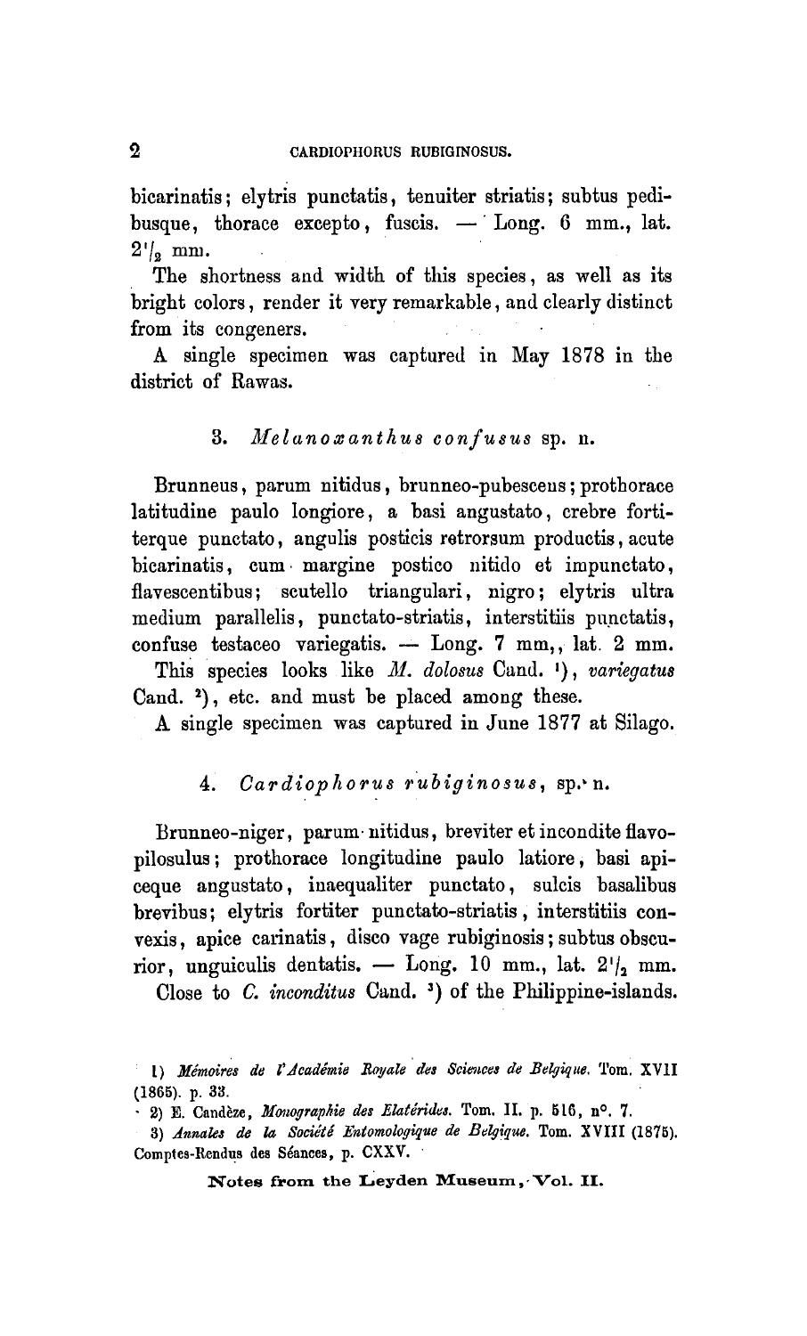bicarinatis; elytris punctatis, tenuiter striatis; subtus pedibusque, thorace excepto, fuscis. — Long. 6 mm., lat. 2½ mm.

The shortness and width of this species, as well as its bright colors, render it very remarkable, and clearly distinct from its congeners.

A single specimen was captured in May 1878 in the district of Rawas.

### 3. *Melanoxanthus confusus* sp. n.

Brunneus, parum nitidus, brunneo-pubescens; prothorace latitudine paulo longiore, a basi angustato, crebre fortiterque punctato, angulis posticis retrorsum productis, acute bicarinatis, cum margine postico nitido et impunctato, flavescentibus; scutello triangulari, nigro; elytris ultra medium parallelis, punctato-striatis, interstitiis punctatis, confuse testaceo variegatis. — Long. 7 mm,, lat. 2 mm.

This species looks like *M. dolosus* Cand. [1]), *variegatus* Cand. [2]), etc. and must be placed among these.

A single specimen was captured in June 1877 at Silago.

### 4. *Cardiophorus rubiginosus*, sp. n.

Brunneo-niger, parum nitidus, breviter et incondite flavopilosulus; prothorace longitudine paulo latiore, basi apiceque angustato, inaequaliter punctato, sulcis basalibus brevibus; elytris fortiter punctato-striatis, interstitiis convexis, apice carinatis, disco vage rubiginosis; subtus obscurior, unguiculis dentatis. — Long. 10 mm., lat. 2½ mm.

Close to *C. inconditus* Cand. [3]) of the Philippine-islands.

1) *Mémoires de l'Académie Royale des Sciences de Belgique.* Tom. XVII (1865). p. 33.

2) E. Candèze, *Monographie des Elatérides.* Tom. II. p. 516, n°. 7.

3) *Annales de la Société Entomologique de Belgique.* Tom. XVIII (1875). Comptes-Rendus des Séances, p. CXXV.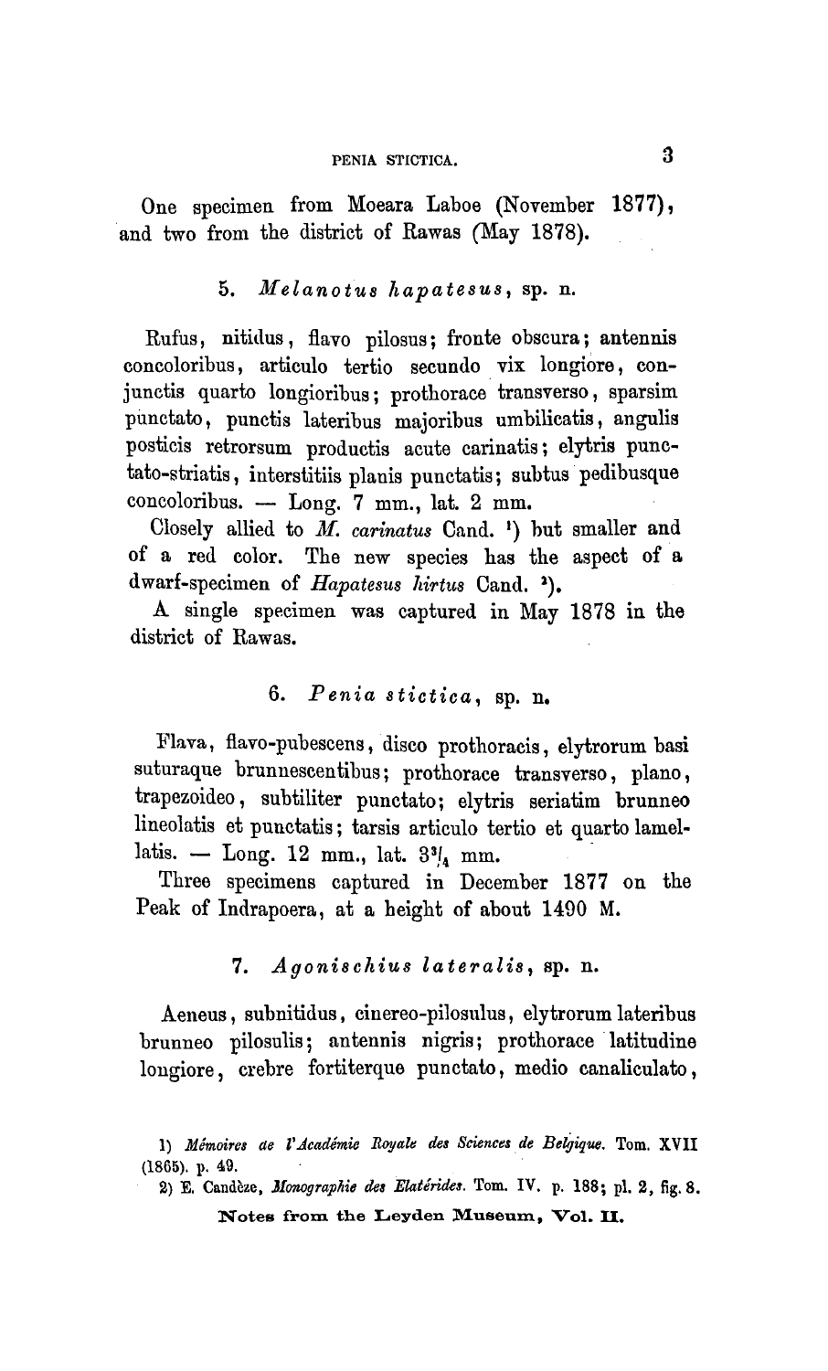One specimen from Moeara Laboe (November 1877), and two from the district of Rawas (May 1878).

### 5. *Melanotus hapatesus*, sp. n.

Rufus, nitidus, flavo pilosus; fronte obscura; antennis concoloribus, articulo tertio secundo vix longiore, conjunctis quarto longioribus; prothorace transverso, sparsim punctato, punctis lateribus majoribus umbilicatis, angulis posticis retrorsum productis acute carinatis; elytris punctato-striatis, interstitiis planis punctatis; subtus pedibusque concoloribus. — Long. 7 mm., lat. 2 mm.

Closely allied to *M. carinatus* Cand. [1]) but smaller and of a red color. The new species has the aspect of a dwarf-specimen of *Hapatesus hirtus* Cand. [2]).

A single specimen was captured in May 1878 in the district of Rawas.

### 6. *Penia stictica*, sp. n.

Flava, flavo-pubescens, disco prothoracis, elytrorum basi suturaque brunnescentibus; prothorace transverso, plano, trapezoideo, subtiliter punctato; elytris seriatim brunneo lineolatis et punctatis; tarsis articulo tertio et quarto lamellatis. — Long. 12 mm., lat. $3^3/_4$ mm.

Three specimens captured in December 1877 on the Peak of Indrapoera, at a height of about 1490 M.

### 7. *Agonischius lateralis*, sp. n.

Aeneus, subnitidus, cinereo-pilosulus, elytrorum lateribus brunneo pilosulis; antennis nigris; prothorace latitudine longiore, crebre fortiterque punctato, medio canaliculato,

1) *Mémoires de l'Académie Royale des Sciences de Belgique.* Tom. XVII (1865). p. 49.

2) E. Candèze, *Monographie des Elatérides.* Tom. IV. p. 188; pl. 2, fig. 8.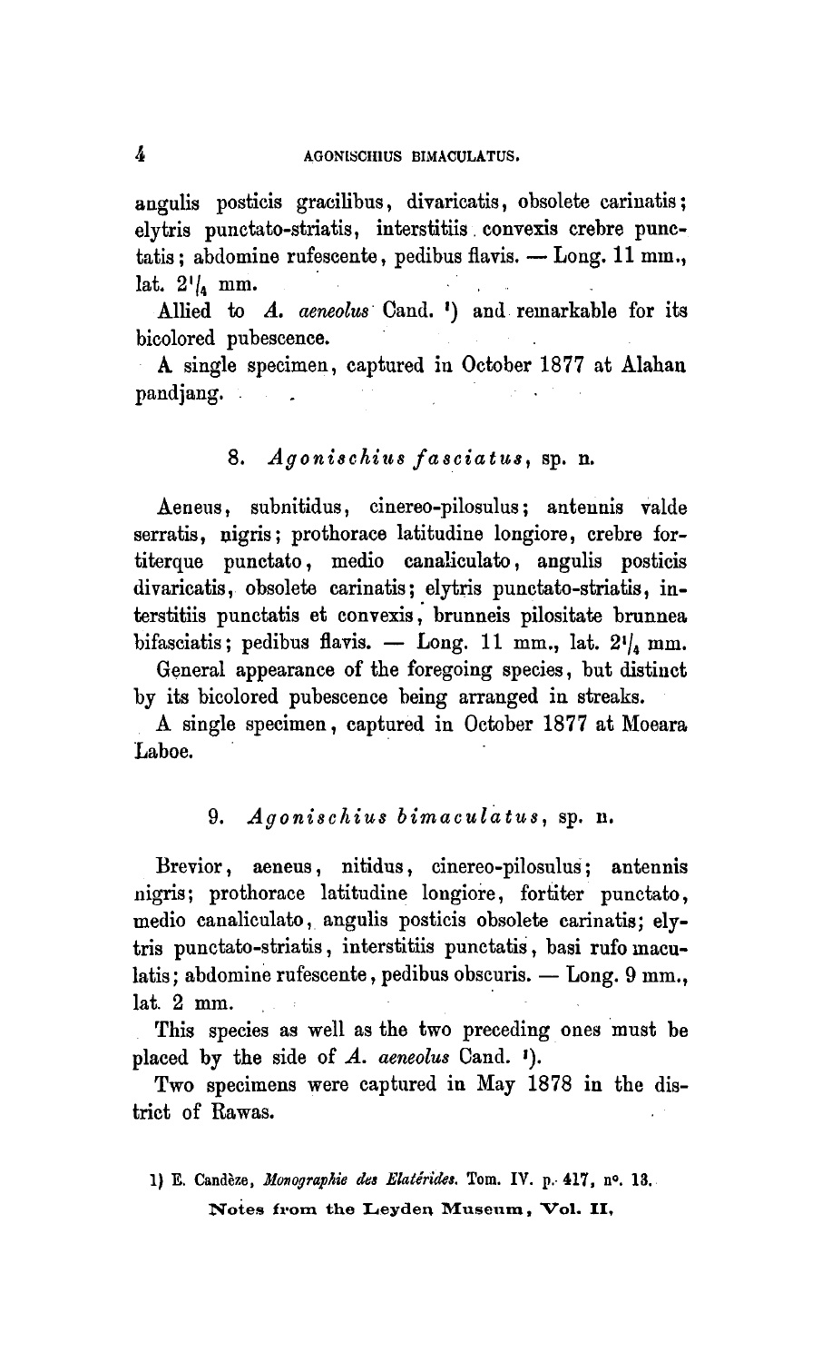angulis posticis gracilibus, divaricatis, obsolete carinatis; elytris punctato-striatis, interstitiis convexis crebre punctatis; abdomine rufescente, pedibus flavis. — Long. 11 mm., lat. $2\frac{1}{4}$ mm.

Allied to *A. aeneolus* Cand. [1]) and remarkable for its bicolored pubescence.

A single specimen, captured in October 1877 at Alahan pandjang.

### 8. *Agonischius fasciatus*, sp. n.

Aeneus, subnitidus, cinereo-pilosulus; antennis valde serratis, nigris; prothorace latitudine longiore, crebre fortiterque punctato, medio canaliculato, angulis posticis divaricatis, obsolete carinatis; elytris punctato-striatis, interstitiis punctatis et convexis, brunneis pilositate brunnea bifasciatis; pedibus flavis. — Long. 11 mm., lat. $2\frac{1}{4}$ mm.

General appearance of the foregoing species, but distinct by its bicolored pubescence being arranged in streaks.

A single specimen, captured in October 1877 at Moeara Laboe.

### 9. *Agonischius bimaculatus*, sp. n.

Brevior, aeneus, nitidus, cinereo-pilosulus; antennis nigris; prothorace latitudine longiore, fortiter punctato, medio canaliculato, angulis posticis obsolete carinatis; elytris punctato-striatis, interstitiis punctatis, basi rufo maculatis; abdomine rufescente, pedibus obscuris. — Long. 9 mm., lat. 2 mm.

This species as well as the two preceding ones must be placed by the side of *A. aeneolus* Cand. [1]).

Two specimens were captured in May 1878 in the district of Rawas.

1) E. Candèze, *Monographie des Elatérides.* Tom. IV. p. 417, n°. 13.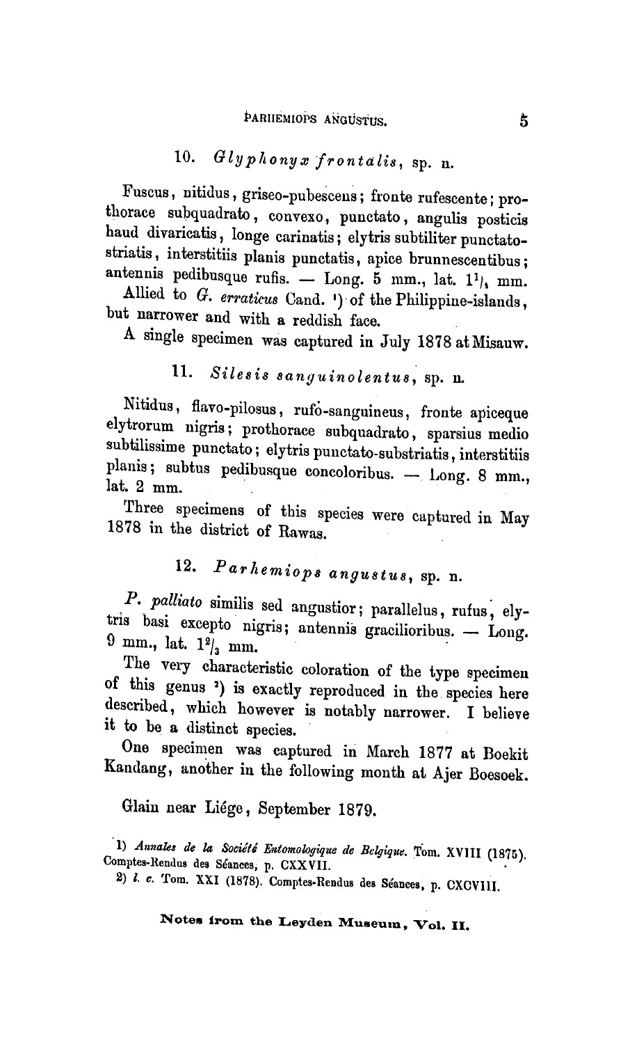## 10. *Glyphonyx frontalis*, sp. n.

Fuscus, nitidus, griseo-pubescens; fronte rufescente; prothorace subquadrato, convexo, punctato, angulis posticis haud divaricatis, longe carinatis; elytris subtiliter punctato-striatis, interstitiis planis punctatis, apice brunnescentibus; antennis pedibusque rufis. — Long. 5 mm., lat. $1^1/_4$ mm.

Allied to *G. erraticus* Cand. [1]) of the Philippine-islands, but narrower and with a reddish face.

A single specimen was captured in July 1878 at Misauw.

## 11. *Silesis sanguinolentus*, sp. n.

Nitidus, flavo-pilosus, rufo-sanguineus, fronte apiceque elytrorum nigris; prothorace subquadrato, sparsius medio subtilissime punctato; elytris punctato-substriatis, interstitiis planis; subtus pedibusque concoloribus. — Long. 8 mm., lat. 2 mm.

Three specimens of this species were captured in May 1878 in the district of Rawas.

## 12. *Parhemiops angustus*, sp. n.

*P. palliato* similis sed angustior; parallelus, rufus, elytris basi excepto nigris; antennis gracilioribus. — Long. 9 mm., lat. $1^2/_3$ mm.

The very characteristic coloration of the type specimen of this genus [2]) is exactly reproduced in the species here described, which however is notably narrower. I believe it to be a distinct species.

One specimen was captured in March 1877 at Boekit Kandang, another in the following month at Ajer Boesoek.

Glain near Liége, September 1879.

1) *Annales de la Société Entomologique de Belgique*. Tom. XVIII (1875). Comptes-Rendus des Séances, p. CXXVII.

2) *l. c.* Tom. XXI (1878). Comptes-Rendus des Séances, p. CXCVIII.